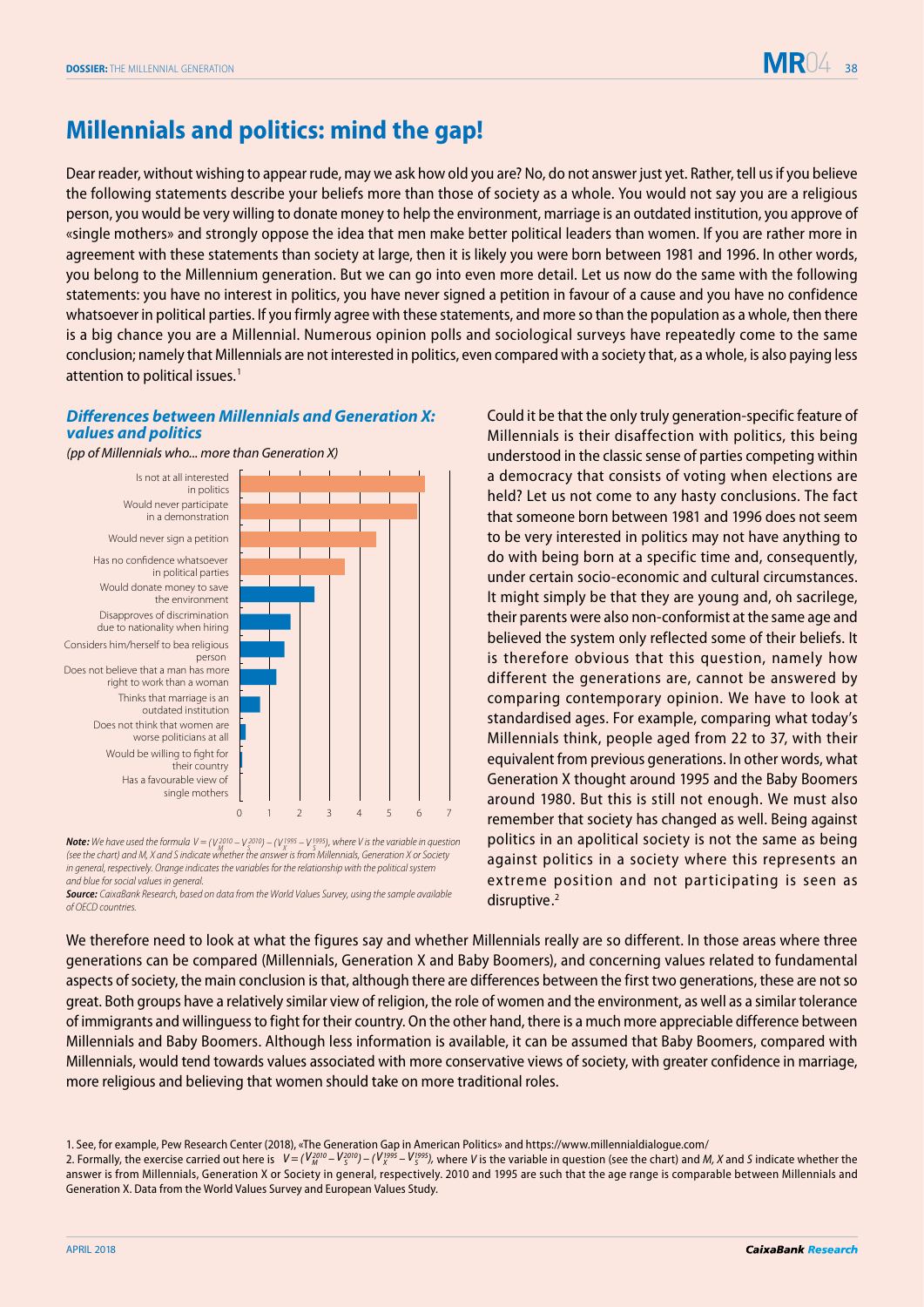# Millennials and politics: mind the gap!

Dear reader, without wishing to appear rude, may we ask how old you are? No, do not answer just yet. Rather, tell us if you believe the following statements describe your beliefs more than those of society as a whole. You would not say you are a religious person, you would be very willing to donate money to help the environment, marriage is an outdated institution, you approve of «single mothers» and strongly oppose the idea that men make better political leaders than women. If you are rather more in agreement with these statements than society at large, then it is likely you were born between 1981 and 1996. In other words, you belong to the Millennium generation. But we can go into even more detail. Let us now do the same with the following statements: you have no interest in politics, you have never signed a petition in favour of a cause and you have no confidence whatsoever in political parties. If you firmly agree with these statements, and more so than the population as a whole, then there is a big chance you are a Millennial. Numerous opinion polls and sociological surveys have repeatedly come to the same conclusion; namely that Millennials are not interested in politics, even compared with a society that, as a whole, is also paying less attention to political issues.[1]

### *Differences between Millennials and Generation X: values and politics*

*(pp of Millennials who... more than Generation X)*

| | pp |
|---|---|
| Is not at all interested in politics | ~6.2 |
| Would never participate in a demonstration | ~5.9 |
| Would never sign a petition | ~4.5 |
| Has no confidence whatsoever in political parties | ~3.5 |
| Would donate money to save the environment | ~2.5 |
| Disapproves of discrimination due to nationality when hiring | ~1.7 |
| Considers him/herself to bea religious person | ~1.5 |
| Does not believe that a man has more right to work than a woman | ~1.2 |
| Thinks that marriage is an outdated institution | ~0.7 |
| Does not think that women are worse politicians at all | ~0.2 |
| Would be willing to fight for their country | ~0.1 |
| Has a favourable view of single mothers | ~0 |

***Note:*** *We have used the formula* $V = (V_M^{2010} - V_S^{2010}) - (V_X^{1995} - V_S^{1995})$*, where V is the variable in question (see the chart) and M, X and S indicate whether the answer is from Millennials, Generation X or Society in general, respectively. Orange indicates the variables for the relationship with the political system and blue for social values in general.*

***Source:*** *CaixaBank Research, based on data from the World Values Survey, using the sample available of OECD countries.*

Could it be that the only truly generation-specific feature of Millennials is their disaffection with politics, this being understood in the classic sense of parties competing within a democracy that consists of voting when elections are held? Let us not come to any hasty conclusions. The fact that someone born between 1981 and 1996 does not seem to be very interested in politics may not have anything to do with being born at a specific time and, consequently, under certain socio-economic and cultural circumstances. It might simply be that they are young and, oh sacrilege, their parents were also non-conformist at the same age and believed the system only reflected some of their beliefs. It is therefore obvious that this question, namely how different the generations are, cannot be answered by comparing contemporary opinion. We have to look at standardised ages. For example, comparing what today's Millennials think, people aged from 22 to 37, with their equivalent from previous generations. In other words, what Generation X thought around 1995 and the Baby Boomers around 1980. But this is still not enough. We must also remember that society has changed as well. Being against politics in an apolitical society is not the same as being against politics in a society where this represents an extreme position and not participating is seen as disruptive.[2]

We therefore need to look at what the figures say and whether Millennials really are so different. In those areas where three generations can be compared (Millennials, Generation X and Baby Boomers), and concerning values related to fundamental aspects of society, the main conclusion is that, although there are differences between the first two generations, these are not so great. Both groups have a relatively similar view of religion, the role of women and the environment, as well as a similar tolerance of immigrants and willinguess to fight for their country. On the other hand, there is a much more appreciable difference between Millennials and Baby Boomers. Although less information is available, it can be assumed that Baby Boomers, compared with Millennials, would tend towards values associated with more conservative views of society, with greater confidence in marriage, more religious and believing that women should take on more traditional roles.

1. See, for example, Pew Research Center (2018), «The Generation Gap in American Politics» and https://www.millennialdialogue.com/

2. Formally, the exercise carried out here is $V = (V_M^{2010} - V_S^{2010}) - (V_X^{1995} - V_S^{1995})$, where *V* is the variable in question (see the chart) and *M*, *X* and *S* indicate whether the answer is from Millennials, Generation X or Society in general, respectively. 2010 and 1995 are such that the age range is comparable between Millennials and Generation X. Data from the World Values Survey and European Values Study.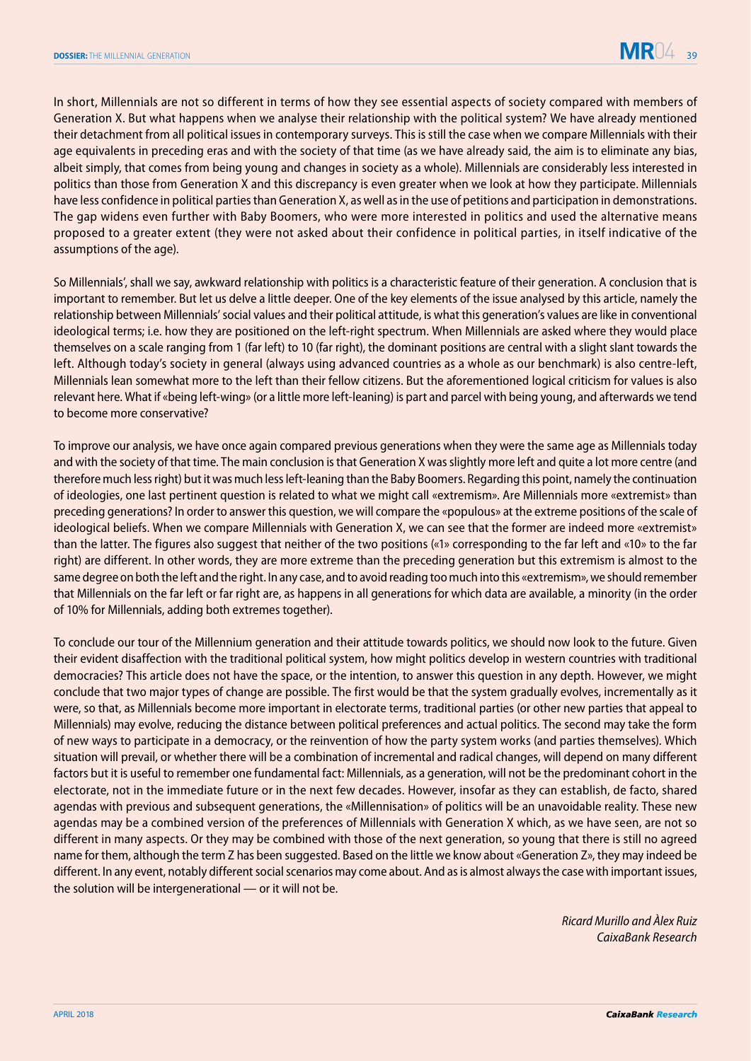In short, Millennials are not so different in terms of how they see essential aspects of society compared with members of Generation X. But what happens when we analyse their relationship with the political system? We have already mentioned their detachment from all political issues in contemporary surveys. This is still the case when we compare Millennials with their age equivalents in preceding eras and with the society of that time (as we have already said, the aim is to eliminate any bias, albeit simply, that comes from being young and changes in society as a whole). Millennials are considerably less interested in politics than those from Generation X and this discrepancy is even greater when we look at how they participate. Millennials have less confidence in political parties than Generation X, as well as in the use of petitions and participation in demonstrations. The gap widens even further with Baby Boomers, who were more interested in politics and used the alternative means proposed to a greater extent (they were not asked about their confidence in political parties, in itself indicative of the assumptions of the age).

So Millennials', shall we say, awkward relationship with politics is a characteristic feature of their generation. A conclusion that is important to remember. But let us delve a little deeper. One of the key elements of the issue analysed by this article, namely the relationship between Millennials' social values and their political attitude, is what this generation's values are like in conventional ideological terms; i.e. how they are positioned on the left-right spectrum. When Millennials are asked where they would place themselves on a scale ranging from 1 (far left) to 10 (far right), the dominant positions are central with a slight slant towards the left. Although today's society in general (always using advanced countries as a whole as our benchmark) is also centre-left, Millennials lean somewhat more to the left than their fellow citizens. But the aforementioned logical criticism for values is also relevant here. What if «being left-wing» (or a little more left-leaning) is part and parcel with being young, and afterwards we tend to become more conservative?

To improve our analysis, we have once again compared previous generations when they were the same age as Millennials today and with the society of that time. The main conclusion is that Generation X was slightly more left and quite a lot more centre (and therefore much less right) but it was much less left-leaning than the Baby Boomers. Regarding this point, namely the continuation of ideologies, one last pertinent question is related to what we might call «extremism». Are Millennials more «extremist» than preceding generations? In order to answer this question, we will compare the «populous» at the extreme positions of the scale of ideological beliefs. When we compare Millennials with Generation X, we can see that the former are indeed more «extremist» than the latter. The figures also suggest that neither of the two positions («1» corresponding to the far left and «10» to the far right) are different. In other words, they are more extreme than the preceding generation but this extremism is almost to the same degree on both the left and the right. In any case, and to avoid reading too much into this «extremism», we should remember that Millennials on the far left or far right are, as happens in all generations for which data are available, a minority (in the order of 10% for Millennials, adding both extremes together).

To conclude our tour of the Millennium generation and their attitude towards politics, we should now look to the future. Given their evident disaffection with the traditional political system, how might politics develop in western countries with traditional democracies? This article does not have the space, or the intention, to answer this question in any depth. However, we might conclude that two major types of change are possible. The first would be that the system gradually evolves, incrementally as it were, so that, as Millennials become more important in electorate terms, traditional parties (or other new parties that appeal to Millennials) may evolve, reducing the distance between political preferences and actual politics. The second may take the form of new ways to participate in a democracy, or the reinvention of how the party system works (and parties themselves). Which situation will prevail, or whether there will be a combination of incremental and radical changes, will depend on many different factors but it is useful to remember one fundamental fact: Millennials, as a generation, will not be the predominant cohort in the electorate, not in the immediate future or in the next few decades. However, insofar as they can establish, de facto, shared agendas with previous and subsequent generations, the «Millennisation» of politics will be an unavoidable reality. These new agendas may be a combined version of the preferences of Millennials with Generation X which, as we have seen, are not so different in many aspects. Or they may be combined with those of the next generation, so young that there is still no agreed name for them, although the term Z has been suggested. Based on the little we know about «Generation Z», they may indeed be different. In any event, notably different social scenarios may come about. And as is almost always the case with important issues, the solution will be intergenerational — or it will not be.

*Ricard Murillo and Àlex Ruiz*
*CaixaBank Research*